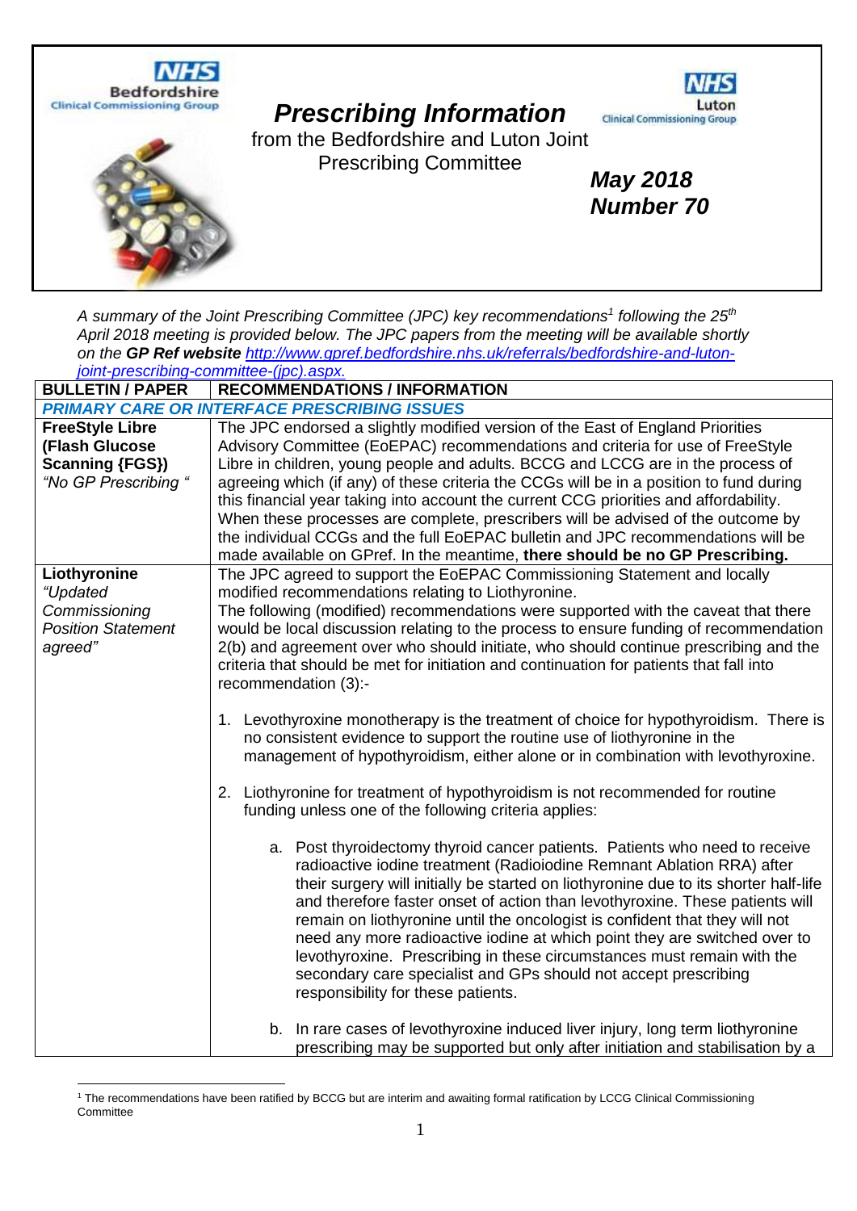# Prescribing Information

from the Bedfordshire and Luton Joint Prescribing Committee

**May 2018**
**Number 70**

*A summary of the Joint Prescribing Committee (JPC) key recommendations[1] following the 25th April 2018 meeting is provided below. The JPC papers from the meeting will be available shortly on the **GP Ref website** http://www.gpref.bedfordshire.nhs.uk/referrals/bedfordshire-and-luton-joint-prescribing-committee-(jpc).aspx.*

| BULLETIN / PAPER | RECOMMENDATIONS / INFORMATION |
|---|---|
| ***PRIMARY CARE OR INTERFACE PRESCRIBING ISSUES*** | |
| **FreeStyle Libre (Flash Glucose Scanning {FGS})** *"No GP Prescribing "* | The JPC endorsed a slightly modified version of the East of England Priorities Advisory Committee (EoEPAC) recommendations and criteria for use of FreeStyle Libre in children, young people and adults. BCCG and LCCG are in the process of agreeing which (if any) of these criteria the CCGs will be in a position to fund during this financial year taking into account the current CCG priorities and affordability. When these processes are complete, prescribers will be advised of the outcome by the individual CCGs and the full EoEPAC bulletin and JPC recommendations will be made available on GPref. In the meantime, **there should be no GP Prescribing.** |
| **Liothyronine** *"Updated Commissioning Position Statement agreed"* | The JPC agreed to support the EoEPAC Commissioning Statement and locally modified recommendations relating to Liothyronine.<br>The following (modified) recommendations were supported with the caveat that there would be local discussion relating to the process to ensure funding of recommendation 2(b) and agreement over who should initiate, who should continue prescribing and the criteria that should be met for initiation and continuation for patients that fall into recommendation (3):-<br><br>1. Levothyroxine monotherapy is the treatment of choice for hypothyroidism. There is no consistent evidence to support the routine use of liothyronine in the management of hypothyroidism, either alone or in combination with levothyroxine.<br><br>2. Liothyronine for treatment of hypothyroidism is not recommended for routine funding unless one of the following criteria applies:<br><br>a. Post thyroidectomy thyroid cancer patients. Patients who need to receive radioactive iodine treatment (Radioiodine Remnant Ablation RRA) after their surgery will initially be started on liothyronine due to its shorter half-life and therefore faster onset of action than levothyroxine. These patients will remain on liothyronine until the oncologist is confident that they will not need any more radioactive iodine at which point they are switched over to levothyroxine. Prescribing in these circumstances must remain with the secondary care specialist and GPs should not accept prescribing responsibility for these patients.<br><br>b. In rare cases of levothyroxine induced liver injury, long term liothyronine prescribing may be supported but only after initiation and stabilisation by a |

[1] The recommendations have been ratified by BCCG but are interim and awaiting formal ratification by LCCG Clinical Commissioning Committee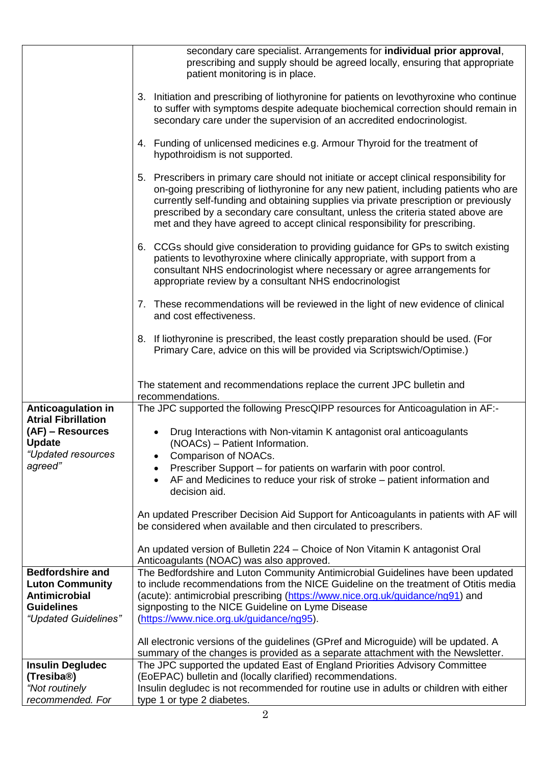| | |
|---|---|
| | secondary care specialist. Arrangements for **individual prior approval**, prescribing and supply should be agreed locally, ensuring that appropriate patient monitoring is in place.<br><br>3. Initiation and prescribing of liothyronine for patients on levothyroxine who continue to suffer with symptoms despite adequate biochemical correction should remain in secondary care under the supervision of an accredited endocrinologist.<br><br>4. Funding of unlicensed medicines e.g. Armour Thyroid for the treatment of hypothroidism is not supported.<br><br>5. Prescribers in primary care should not initiate or accept clinical responsibility for on-going prescribing of liothyronine for any new patient, including patients who are currently self-funding and obtaining supplies via private prescription or previously prescribed by a secondary care consultant, unless the criteria stated above are met and they have agreed to accept clinical responsibility for prescribing.<br><br>6. CCGs should give consideration to providing guidance for GPs to switch existing patients to levothyroxine where clinically appropriate, with support from a consultant NHS endocrinologist where necessary or agree arrangements for appropriate review by a consultant NHS endocrinologist<br><br>7. These recommendations will be reviewed in the light of new evidence of clinical and cost effectiveness.<br><br>8. If liothyronine is prescribed, the least costly preparation should be used. (For Primary Care, advice on this will be provided via Scriptswich/Optimise.)<br><br>The statement and recommendations replace the current JPC bulletin and recommendations. |
| **Anticoagulation in Atrial Fibrillation (AF) – Resources Update**<br>*"Updated resources agreed"* | The JPC supported the following PrescQIPP resources for Anticoagulation in AF:-<br><br>• Drug Interactions with Non-vitamin K antagonist oral anticoagulants (NOACs) – Patient Information.<br>• Comparison of NOACs.<br>• Prescriber Support – for patients on warfarin with poor control.<br>• AF and Medicines to reduce your risk of stroke – patient information and decision aid.<br><br>An updated Prescriber Decision Aid Support for Anticoagulants in patients with AF will be considered when available and then circulated to prescribers.<br><br>An updated version of Bulletin 224 – Choice of Non Vitamin K antagonist Oral Anticoagulants (NOAC) was also approved. |
| **Bedfordshire and Luton Community Antimicrobial Guidelines**<br>*"Updated Guidelines"* | The Bedfordshire and Luton Community Antimicrobial Guidelines have been updated to include recommendations from the NICE Guideline on the treatment of Otitis media (acute): antimicrobial prescribing (https://www.nice.org.uk/guidance/ng91) and signposting to the NICE Guideline on Lyme Disease (https://www.nice.org.uk/guidance/ng95).<br><br>All electronic versions of the guidelines (GPref and Microguide) will be updated. A summary of the changes is provided as a separate attachment with the Newsletter. |
| **Insulin Degludec (Tresiba®)**<br>*"Not routinely recommended. For* | The JPC supported the updated East of England Priorities Advisory Committee (EoEPAC) bulletin and (locally clarified) recommendations.<br>Insulin degludec is not recommended for routine use in adults or children with either type 1 or type 2 diabetes. |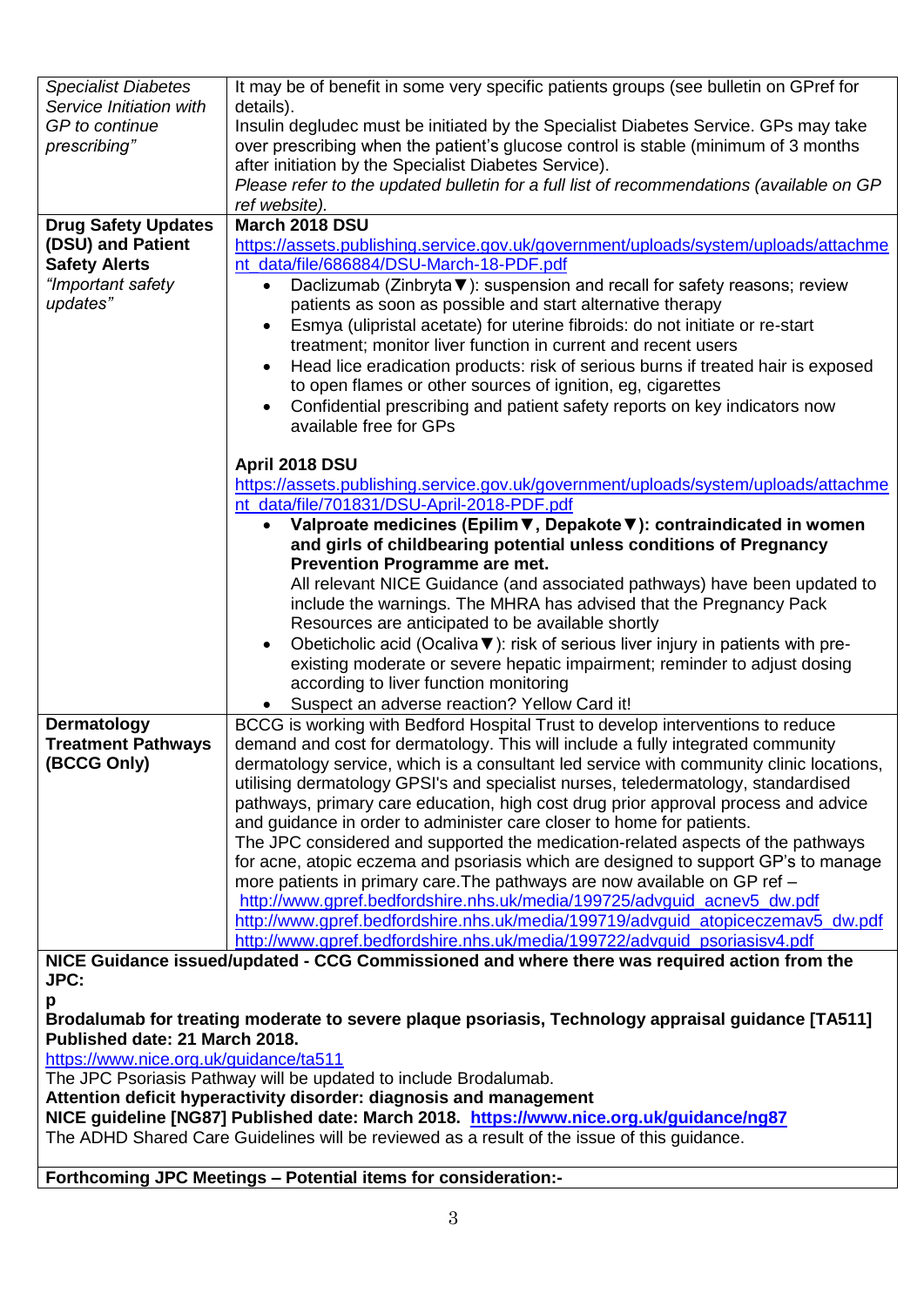| | |
|---|---|
| *Specialist Diabetes Service Initiation with GP to continue prescribing"* | It may be of benefit in some very specific patients groups (see bulletin on GPref for details).<br>Insulin degludec must be initiated by the Specialist Diabetes Service. GPs may take over prescribing when the patient's glucose control is stable (minimum of 3 months after initiation by the Specialist Diabetes Service).<br>*Please refer to the updated bulletin for a full list of recommendations (available on GP ref website).* |
| **Drug Safety Updates (DSU) and Patient Safety Alerts**<br>*"Important safety updates"* | **March 2018 DSU**<br>https://assets.publishing.service.gov.uk/government/uploads/system/uploads/attachment_data/file/686884/DSU-March-18-PDF.pdf<br>• Daclizumab (Zinbryta▼): suspension and recall for safety reasons; review patients as soon as possible and start alternative therapy<br>• Esmya (ulipristal acetate) for uterine fibroids: do not initiate or re-start treatment; monitor liver function in current and recent users<br>• Head lice eradication products: risk of serious burns if treated hair is exposed to open flames or other sources of ignition, eg, cigarettes<br>• Confidential prescribing and patient safety reports on key indicators now available free for GPs<br><br>**April 2018 DSU**<br>https://assets.publishing.service.gov.uk/government/uploads/system/uploads/attachment_data/file/701831/DSU-April-2018-PDF.pdf<br>• **Valproate medicines (Epilim▼, Depakote▼): contraindicated in women and girls of childbearing potential unless conditions of Pregnancy Prevention Programme are met.**<br>All relevant NICE Guidance (and associated pathways) have been updated to include the warnings. The MHRA has advised that the Pregnancy Pack Resources are anticipated to be available shortly<br>• Obeticholic acid (Ocaliva▼): risk of serious liver injury in patients with pre-existing moderate or severe hepatic impairment; reminder to adjust dosing according to liver function monitoring<br>• Suspect an adverse reaction? Yellow Card it! |
| **Dermatology Treatment Pathways (BCCG Only)** | BCCG is working with Bedford Hospital Trust to develop interventions to reduce demand and cost for dermatology. This will include a fully integrated community dermatology service, which is a consultant led service with community clinic locations, utilising dermatology GPSI's and specialist nurses, teledermatology, standardised pathways, primary care education, high cost drug prior approval process and advice and guidance in order to administer care closer to home for patients.<br>The JPC considered and supported the medication-related aspects of the pathways for acne, atopic eczema and psoriasis which are designed to support GP's to manage more patients in primary care.The pathways are now available on GP ref –<br>http://www.gpref.bedfordshire.nhs.uk/media/199725/advguid_acnev5_dw.pdf<br>http://www.gpref.bedfordshire.nhs.uk/media/199719/advguid_atopiceczemav5_dw.pdf<br>http://www.gpref.bedfordshire.nhs.uk/media/199722/advguid_psoriasisv4.pdf |

**NICE Guidance issued/updated - CCG Commissioned and where there was required action from the JPC:**

**p**

**Brodalumab for treating moderate to severe plaque psoriasis, Technology appraisal guidance [TA511] Published date: 21 March 2018.**

https://www.nice.org.uk/guidance/ta511

The JPC Psoriasis Pathway will be updated to include Brodalumab.

**Attention deficit hyperactivity disorder: diagnosis and management**

**NICE guideline [NG87] Published date: March 2018. https://www.nice.org.uk/guidance/ng87**

The ADHD Shared Care Guidelines will be reviewed as a result of the issue of this guidance.

**Forthcoming JPC Meetings – Potential items for consideration:-**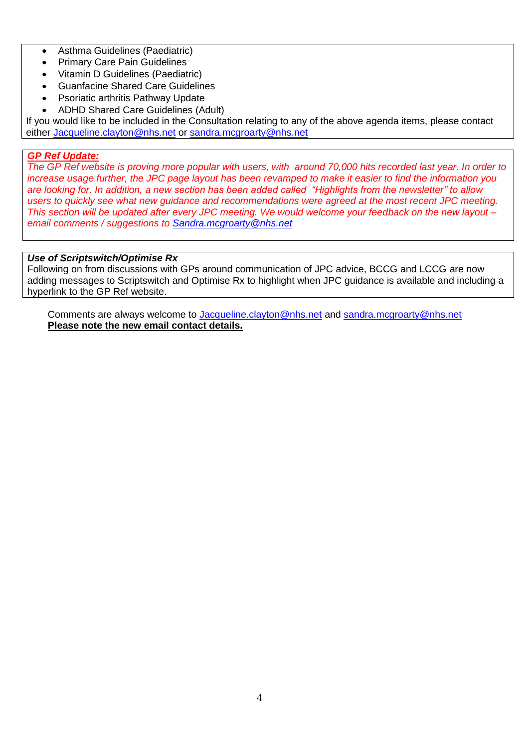- Asthma Guidelines (Paediatric)
- Primary Care Pain Guidelines
- Vitamin D Guidelines (Paediatric)
- Guanfacine Shared Care Guidelines
- Psoriatic arthritis Pathway Update
- ADHD Shared Care Guidelines (Adult)

If you would like to be included in the Consultation relating to any of the above agenda items, please contact either Jacqueline.clayton@nhs.net or sandra.mcgroarty@nhs.net

***GP Ref Update:***

*The GP Ref website is proving more popular with users, with around 70,000 hits recorded last year. In order to increase usage further, the JPC page layout has been revamped to make it easier to find the information you are looking for. In addition, a new section has been added called "Highlights from the newsletter" to allow users to quickly see what new guidance and recommendations were agreed at the most recent JPC meeting. This section will be updated after every JPC meeting. We would welcome your feedback on the new layout – email comments / suggestions to Sandra.mcgroarty@nhs.net*

***Use of Scriptswitch/Optimise Rx***

Following on from discussions with GPs around communication of JPC advice, BCCG and LCCG are now adding messages to Scriptswitch and Optimise Rx to highlight when JPC guidance is available and including a hyperlink to the GP Ref website.

Comments are always welcome to Jacqueline.clayton@nhs.net and sandra.mcgroarty@nhs.net

**Please note the new email contact details.**